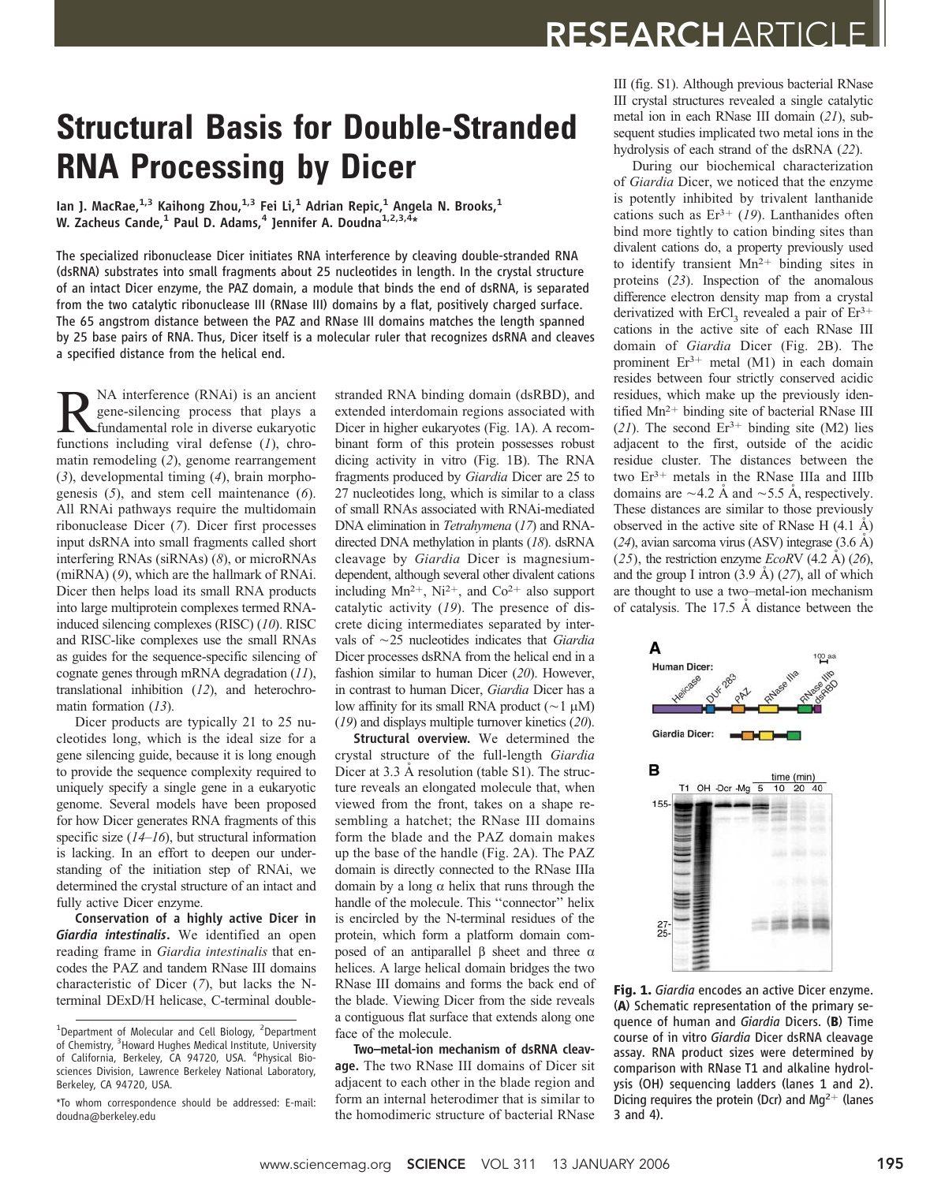# Structural Basis for Double-Stranded RNA Processing by Dicer

Ian J. MacRae,[1,3] Kaihong Zhou,[1,3] Fei Li,[1] Adrian Repic,[1] Angela N. Brooks,[1] W. Zacheus Cande,[1] Paul D. Adams,[4] Jennifer A. Doudna[1,2,3,4]*

The specialized ribonuclease Dicer initiates RNA interference by cleaving double-stranded RNA (dsRNA) substrates into small fragments about 25 nucleotides in length. In the crystal structure of an intact Dicer enzyme, the PAZ domain, a module that binds the end of dsRNA, is separated from the two catalytic ribonuclease III (RNase III) domains by a flat, positively charged surface. The 65 angstrom distance between the PAZ and RNase III domains matches the length spanned by 25 base pairs of RNA. Thus, Dicer itself is a molecular ruler that recognizes dsRNA and cleaves a specified distance from the helical end.

RNA interference (RNAi) is an ancient gene-silencing process that plays a fundamental role in diverse eukaryotic functions including viral defense (*1*), chromatin remodeling (*2*), genome rearrangement (*3*), developmental timing (*4*), brain morphogenesis (*5*), and stem cell maintenance (*6*). All RNAi pathways require the multidomain ribonuclease Dicer (*7*). Dicer first processes input dsRNA into small fragments called short interfering RNAs (siRNAs) (*8*), or microRNAs (miRNA) (*9*), which are the hallmark of RNAi. Dicer then helps load its small RNA products into large multiprotein complexes termed RNA-induced silencing complexes (RISC) (*10*). RISC and RISC-like complexes use the small RNAs as guides for the sequence-specific silencing of cognate genes through mRNA degradation (*11*), translational inhibition (*12*), and heterochromatin formation (*13*).

Dicer products are typically 21 to 25 nucleotides long, which is the ideal size for a gene silencing guide, because it is long enough to provide the sequence complexity required to uniquely specify a single gene in a eukaryotic genome. Several models have been proposed for how Dicer generates RNA fragments of this specific size (*14*–*16*), but structural information is lacking. In an effort to deepen our understanding of the initiation step of RNAi, we determined the crystal structure of an intact and fully active Dicer enzyme.

**Conservation of a highly active Dicer in *Giardia intestinalis*.** We identified an open reading frame in *Giardia intestinalis* that encodes the PAZ and tandem RNase III domains characteristic of Dicer (*7*), but lacks the N-terminal DExD/H helicase, C-terminal double-stranded RNA binding domain (dsRBD), and extended interdomain regions associated with Dicer in higher eukaryotes (Fig. 1A). A recombinant form of this protein possesses robust dicing activity in vitro (Fig. 1B). The RNA fragments produced by *Giardia* Dicer are 25 to 27 nucleotides long, which is similar to a class of small RNAs associated with RNAi-mediated DNA elimination in *Tetrahymena* (*17*) and RNA-directed DNA methylation in plants (*18*). dsRNA cleavage by *Giardia* Dicer is magnesium-dependent, although several other divalent cations including $Mn^{2+}$, $Ni^{2+}$, and $Co^{2+}$ also support catalytic activity (*19*). The presence of discrete dicing intermediates separated by intervals of ~25 nucleotides indicates that *Giardia* Dicer processes dsRNA from the helical end in a fashion similar to human Dicer (*20*). However, in contrast to human Dicer, *Giardia* Dicer has a low affinity for its small RNA product (~1 μM) (*19*) and displays multiple turnover kinetics (*20*).

**Structural overview.** We determined the crystal structure of the full-length *Giardia* Dicer at 3.3 Å resolution (table S1). The structure reveals an elongated molecule that, when viewed from the front, takes on a shape resembling a hatchet; the RNase III domains form the blade and the PAZ domain makes up the base of the handle (Fig. 2A). The PAZ domain is directly connected to the RNase IIIa domain by a long α helix that runs through the handle of the molecule. This "connector" helix is encircled by the N-terminal residues of the protein, which form a platform domain composed of an antiparallel β sheet and three α helices. A large helical domain bridges the two RNase III domains and forms the back end of the blade. Viewing Dicer from the side reveals a contiguous flat surface that extends along one face of the molecule.

**Two–metal-ion mechanism of dsRNA cleavage.** The two RNase III domains of Dicer sit adjacent to each other in the blade region and form an internal heterodimer that is similar to the homodimeric structure of bacterial RNase III (fig. S1). Although previous bacterial RNase III crystal structures revealed a single catalytic metal ion in each RNase III domain (*21*), subsequent studies implicated two metal ions in the hydrolysis of each strand of the dsRNA (*22*).

During our biochemical characterization of *Giardia* Dicer, we noticed that the enzyme is potently inhibited by trivalent lanthanide cations such as $Er^{3+}$ (*19*). Lanthanides often bind more tightly to cation binding sites than divalent cations do, a property previously used to identify transient $Mn^{2+}$ binding sites in proteins (*23*). Inspection of the anomalous difference electron density map from a crystal derivatized with $ErCl_3$ revealed a pair of $Er^{3+}$ cations in the active site of each RNase III domain of *Giardia* Dicer (Fig. 2B). The prominent $Er^{3+}$ metal (M1) in each domain resides between four strictly conserved acidic residues, which make up the previously identified $Mn^{2+}$ binding site of bacterial RNase III (*21*). The second $Er^{3+}$ binding site (M2) lies adjacent to the first, outside of the acidic residue cluster. The distances between the two $Er^{3+}$ metals in the RNase IIIa and IIIb domains are ~4.2 Å and ~5.5 Å, respectively. These distances are similar to those previously observed in the active site of RNase H (4.1 Å) (*24*), avian sarcoma virus (ASV) integrase (3.6 Å) (*25*), the restriction enzyme *Eco*RV (4.2 Å) (*26*), and the group I intron (3.9 Å) (*27*), all of which are thought to use a two–metal-ion mechanism of catalysis. The 17.5 Å distance between the

**Fig. 1.** *Giardia* encodes an active Dicer enzyme. (**A**) Schematic representation of the primary sequence of human and *Giardia* Dicers. (**B**) Time course of in vitro *Giardia* Dicer dsRNA cleavage assay. RNA product sizes were determined by comparison with RNase T1 and alkaline hydrolysis (OH) sequencing ladders (lanes 1 and 2). Dicing requires the protein (Dcr) and $Mg^{2+}$ (lanes 3 and 4).

[1]Department of Molecular and Cell Biology, [2]Department of Chemistry, [3]Howard Hughes Medical Institute, University of California, Berkeley, CA 94720, USA. [4]Physical Biosciences Division, Lawrence Berkeley National Laboratory, Berkeley, CA 94720, USA.

*To whom correspondence should be addressed: E-mail: doudna@berkeley.edu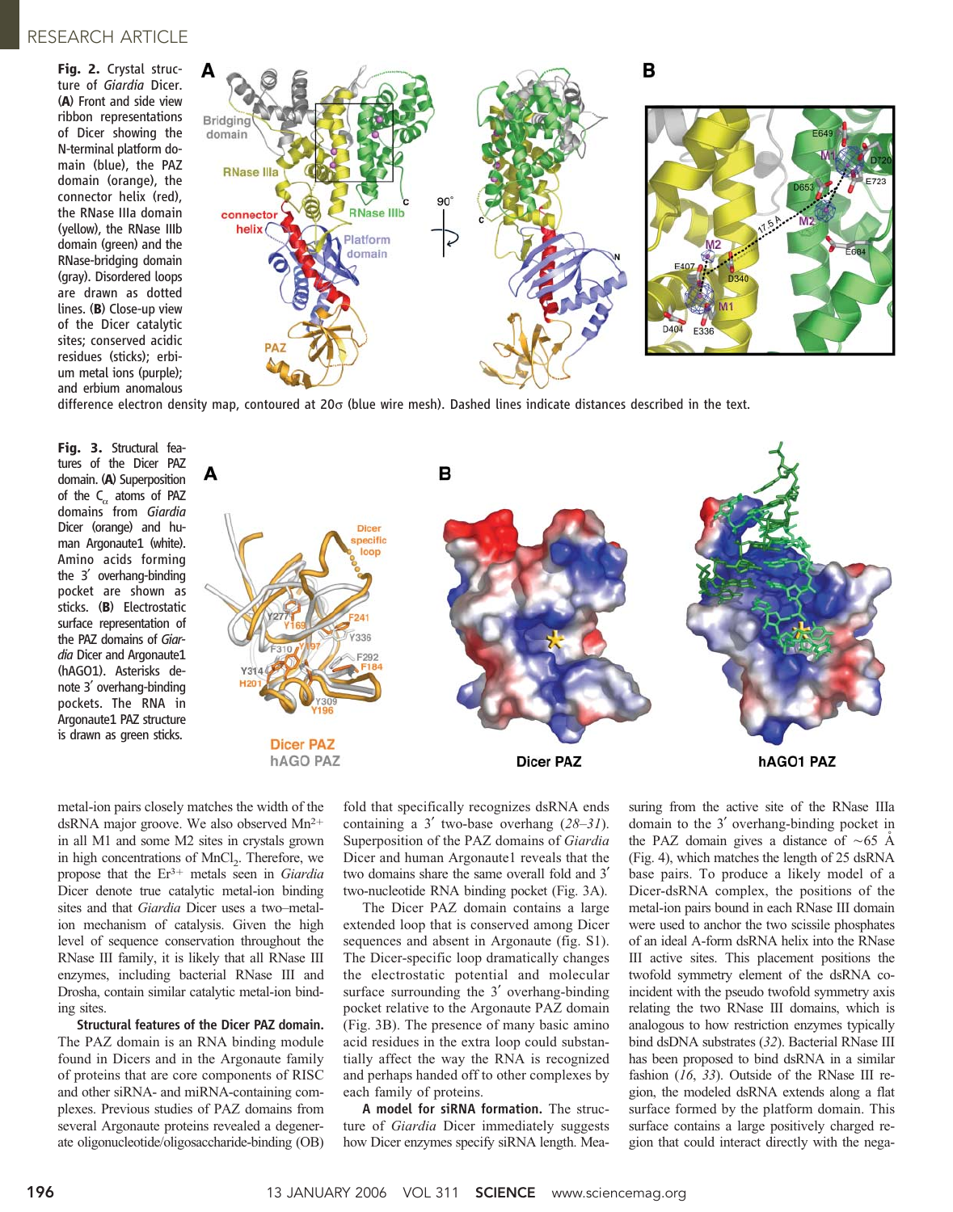**Fig. 2.** Crystal structure of *Giardia* Dicer. (**A**) Front and side view ribbon representations of Dicer showing the N-terminal platform domain (blue), the PAZ domain (orange), the connector helix (red), the RNase IIIa domain (yellow), the RNase IIIb domain (green) and the RNase-bridging domain (gray). Disordered loops are drawn as dotted lines. (**B**) Close-up view of the Dicer catalytic sites; conserved acidic residues (sticks); erbium metal ions (purple); and erbium anomalous difference electron density map, contoured at 20σ (blue wire mesh). Dashed lines indicate distances described in the text.

**Fig. 3.** Structural features of the Dicer PAZ domain. (**A**) Superposition of the $C_\alpha$ atoms of PAZ domains from *Giardia* Dicer (orange) and human Argonaute1 (white). Amino acids forming the 3′ overhang-binding pocket are shown as sticks. (**B**) Electrostatic surface representation of the PAZ domains of *Giardia* Dicer and Argonaute1 (hAGO1). Asterisks denote 3′ overhang-binding pockets. The RNA in Argonaute1 PAZ structure is drawn as green sticks.

metal-ion pairs closely matches the width of the dsRNA major groove. We also observed $Mn^{2+}$ in all M1 and some M2 sites in crystals grown in high concentrations of $MnCl_2$. Therefore, we propose that the $Er^{3+}$ metals seen in *Giardia* Dicer denote true catalytic metal-ion binding sites and that *Giardia* Dicer uses a two–metal-ion mechanism of catalysis. Given the high level of sequence conservation throughout the RNase III family, it is likely that all RNase III enzymes, including bacterial RNase III and Drosha, contain similar catalytic metal-ion binding sites.

**Structural features of the Dicer PAZ domain.** The PAZ domain is an RNA binding module found in Dicers and in the Argonaute family of proteins that are core components of RISC and other siRNA- and miRNA-containing complexes. Previous studies of PAZ domains from several Argonaute proteins revealed a degenerate oligonucleotide/oligosaccharide-binding (OB) fold that specifically recognizes dsRNA ends containing a 3′ two-base overhang (*28*–*31*). Superposition of the PAZ domains of *Giardia* Dicer and human Argonaute1 reveals that the two domains share the same overall fold and 3′ two-nucleotide RNA binding pocket (Fig. 3A).

The Dicer PAZ domain contains a large extended loop that is conserved among Dicer sequences and absent in Argonaute (fig. S1). The Dicer-specific loop dramatically changes the electrostatic potential and molecular surface surrounding the 3′ overhang-binding pocket relative to the Argonaute PAZ domain (Fig. 3B). The presence of many basic amino acid residues in the extra loop could substantially affect the way the RNA is recognized and perhaps handed off to other complexes by each family of proteins.

**A model for siRNA formation.** The structure of *Giardia* Dicer immediately suggests how Dicer enzymes specify siRNA length. Measuring from the active site of the RNase IIIa domain to the 3′ overhang-binding pocket in the PAZ domain gives a distance of ~65 Å (Fig. 4), which matches the length of 25 dsRNA base pairs. To produce a likely model of a Dicer-dsRNA complex, the positions of the metal-ion pairs bound in each RNase III domain were used to anchor the two scissile phosphates of an ideal A-form dsRNA helix into the RNase III active sites. This placement positions the twofold symmetry element of the dsRNA coincident with the pseudo twofold symmetry axis relating the two RNase III domains, which is analogous to how restriction enzymes typically bind dsDNA substrates (*32*). Bacterial RNase III has been proposed to bind dsRNA in a similar fashion (*16*, *33*). Outside of the RNase III region, the modeled dsRNA extends along a flat surface formed by the platform domain. This surface contains a large positively charged region that could interact directly with the nega-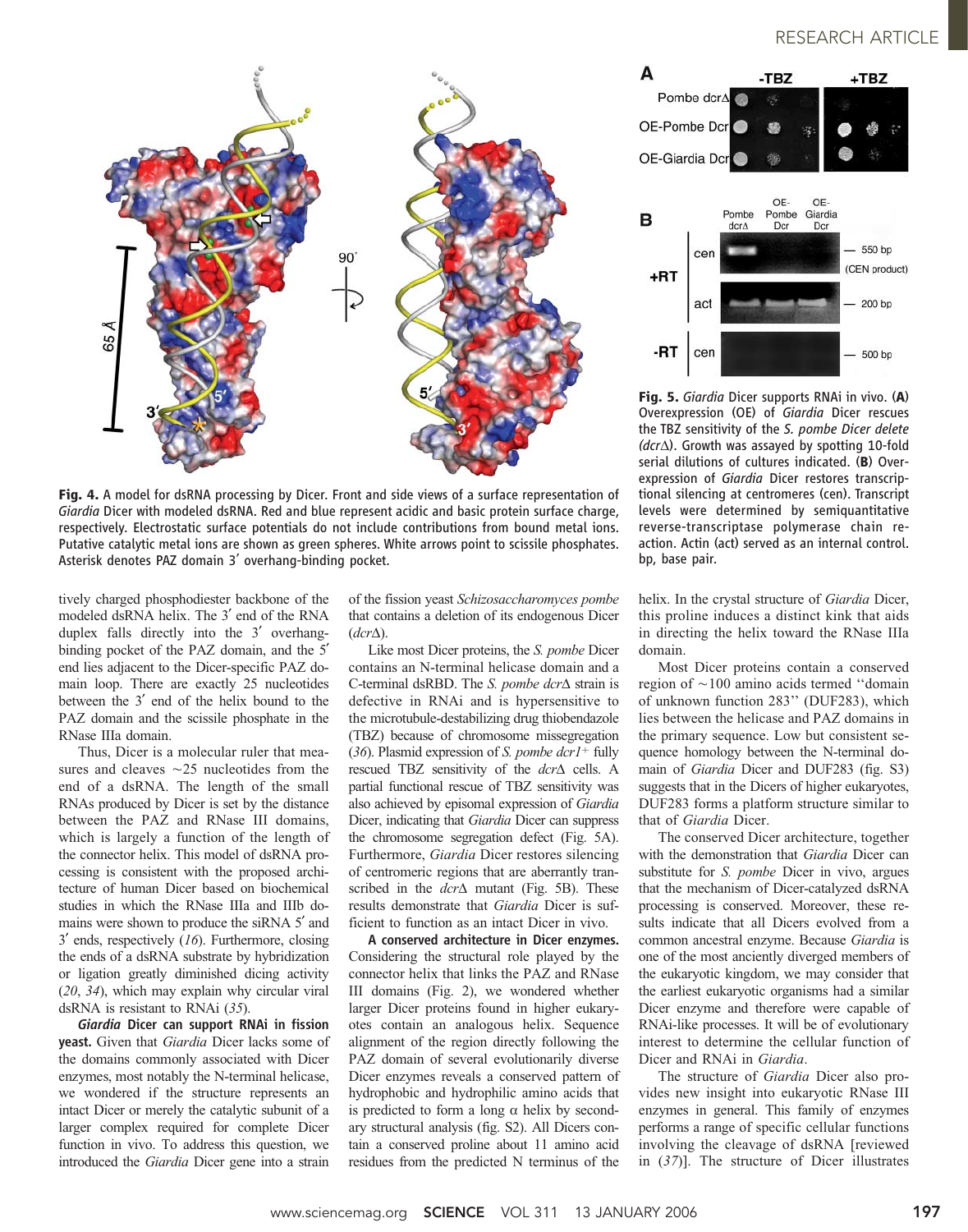**Fig. 4.** A model for dsRNA processing by Dicer. Front and side views of a surface representation of *Giardia* Dicer with modeled dsRNA. Red and blue represent acidic and basic protein surface charge, respectively. Electrostatic surface potentials do not include contributions from bound metal ions. Putative catalytic metal ions are shown as green spheres. White arrows point to scissile phosphates. Asterisk denotes PAZ domain 3′ overhang-binding pocket.

**Fig. 5.** *Giardia* Dicer supports RNAi in vivo. (**A**) Overexpression (OE) of *Giardia* Dicer rescues the TBZ sensitivity of the *S. pombe Dicer delete (dcr*Δ*)*. Growth was assayed by spotting 10-fold serial dilutions of cultures indicated. (**B**) Overexpression of *Giardia* Dicer restores transcriptional silencing at centromeres (cen). Transcript levels were determined by semiquantitative reverse-transcriptase polymerase chain reaction. Actin (act) served as an internal control. bp, base pair.

tively charged phosphodiester backbone of the modeled dsRNA helix. The 3′ end of the RNA duplex falls directly into the 3′ overhang-binding pocket of the PAZ domain, and the 5′ end lies adjacent to the Dicer-specific PAZ domain loop. There are exactly 25 nucleotides between the 3′ end of the helix bound to the PAZ domain and the scissile phosphate in the RNase IIIa domain.

Thus, Dicer is a molecular ruler that measures and cleaves ~25 nucleotides from the end of a dsRNA. The length of the small RNAs produced by Dicer is set by the distance between the PAZ and RNase III domains, which is largely a function of the length of the connector helix. This model of dsRNA processing is consistent with the proposed architecture of human Dicer based on biochemical studies in which the RNase IIIa and IIIb domains were shown to produce the siRNA 5′ and 3′ ends, respectively (*16*). Furthermore, closing the ends of a dsRNA substrate by hybridization or ligation greatly diminished dicing activity (*20*, *34*), which may explain why circular viral dsRNA is resistant to RNAi (*35*).

***Giardia* Dicer can support RNAi in fission yeast.** Given that *Giardia* Dicer lacks some of the domains commonly associated with Dicer enzymes, most notably the N-terminal helicase, we wondered if the structure represents an intact Dicer or merely the catalytic subunit of a larger complex required for complete Dicer function in vivo. To address this question, we introduced the *Giardia* Dicer gene into a strain of the fission yeast *Schizosaccharomyces pombe* that contains a deletion of its endogenous Dicer (*dcr*Δ).

Like most Dicer proteins, the *S. pombe* Dicer contains an N-terminal helicase domain and a C-terminal dsRBD. The *S. pombe dcr*Δ strain is defective in RNAi and is hypersensitive to the microtubule-destabilizing drug thiobendazole (TBZ) because of chromosome missegregation (*36*). Plasmid expression of *S. pombe dcr1*$^+$ fully rescued TBZ sensitivity of the *dcr*Δ cells. A partial functional rescue of TBZ sensitivity was also achieved by episomal expression of *Giardia* Dicer, indicating that *Giardia* Dicer can suppress the chromosome segregation defect (Fig. 5A). Furthermore, *Giardia* Dicer restores silencing of centromeric regions that are aberrantly transcribed in the *dcr*Δ mutant (Fig. 5B). These results demonstrate that *Giardia* Dicer is sufficient to function as an intact Dicer in vivo.

**A conserved architecture in Dicer enzymes.** Considering the structural role played by the connector helix that links the PAZ and RNase III domains (Fig. 2), we wondered whether larger Dicer proteins found in higher eukaryotes contain an analogous helix. Sequence alignment of the region directly following the PAZ domain of several evolutionarily diverse Dicer enzymes reveals a conserved pattern of hydrophobic and hydrophilic amino acids that is predicted to form a long α helix by secondary structural analysis (fig. S2). All Dicers contain a conserved proline about 11 amino acid residues from the predicted N terminus of the helix. In the crystal structure of *Giardia* Dicer, this proline induces a distinct kink that aids in directing the helix toward the RNase IIIa domain.

Most Dicer proteins contain a conserved region of ~100 amino acids termed "domain of unknown function 283" (DUF283), which lies between the helicase and PAZ domains in the primary sequence. Low but consistent sequence homology between the N-terminal domain of *Giardia* Dicer and DUF283 (fig. S3) suggests that in the Dicers of higher eukaryotes, DUF283 forms a platform structure similar to that of *Giardia* Dicer.

The conserved Dicer architecture, together with the demonstration that *Giardia* Dicer can substitute for *S. pombe* Dicer in vivo, argues that the mechanism of Dicer-catalyzed dsRNA processing is conserved. Moreover, these results indicate that all Dicers evolved from a common ancestral enzyme. Because *Giardia* is one of the most anciently diverged members of the eukaryotic kingdom, we may consider that the earliest eukaryotic organisms had a similar Dicer enzyme and therefore were capable of RNAi-like processes. It will be of evolutionary interest to determine the cellular function of Dicer and RNAi in *Giardia*.

The structure of *Giardia* Dicer also provides new insight into eukaryotic RNase III enzymes in general. This family of enzymes performs a range of specific cellular functions involving the cleavage of dsRNA [reviewed in (*37*)]. The structure of Dicer illustrates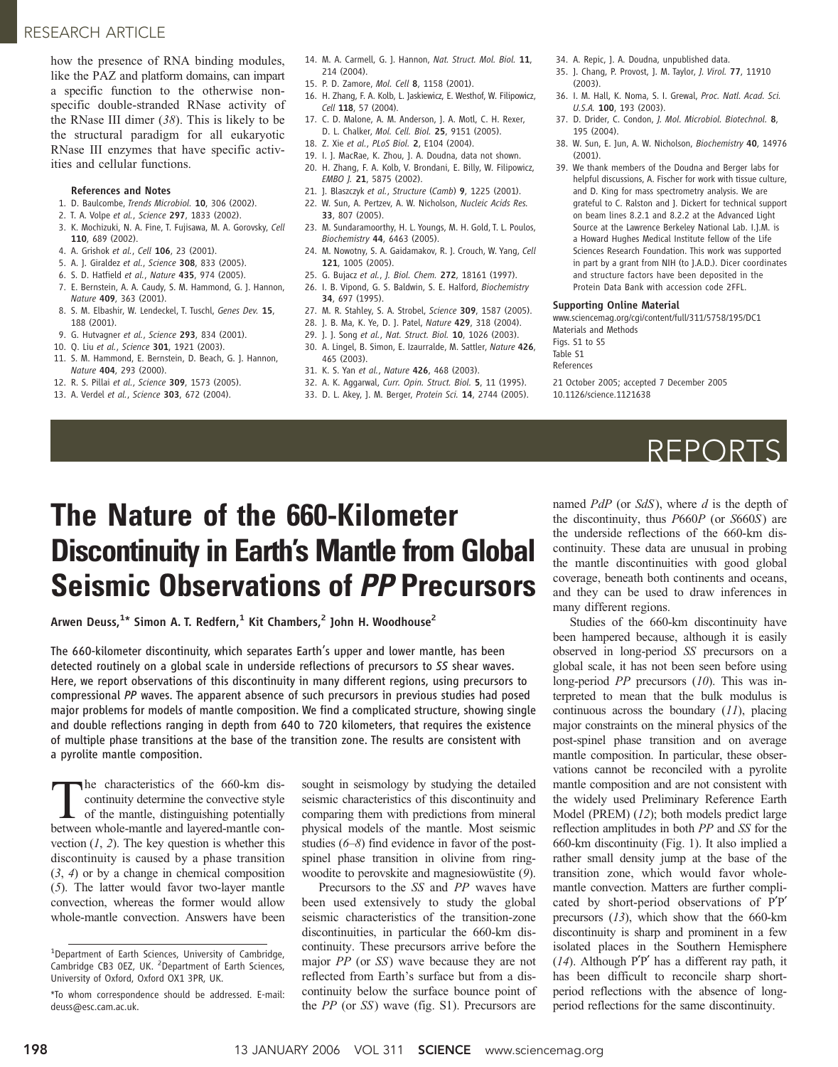how the presence of RNA binding modules, like the PAZ and platform domains, can impart a specific function to the otherwise nonspecific double-stranded RNase activity of the RNase III dimer (38). This is likely to be the structural paradigm for all eukaryotic RNase III enzymes that have specific activities and cellular functions.

### References and Notes

1. D. Baulcombe, *Trends Microbiol.* **10**, 306 (2002).
2. T. A. Volpe *et al.*, *Science* **297**, 1833 (2002).
3. K. Mochizuki, N. A. Fine, T. Fujisawa, M. A. Gorovsky, *Cell* **110**, 689 (2002).
4. A. Grishok *et al.*, *Cell* **106**, 23 (2001).
5. A. J. Giraldez *et al.*, *Science* **308**, 833 (2005).
6. S. D. Hatfield *et al.*, *Nature* **435**, 974 (2005).
7. E. Bernstein, A. A. Caudy, S. M. Hammond, G. J. Hannon, *Nature* **409**, 363 (2001).
8. S. M. Elbashir, W. Lendeckel, T. Tuschl, *Genes Dev.* **15**, 188 (2001).
9. G. Hutvagner *et al.*, *Science* **293**, 834 (2001).
10. Q. Liu *et al.*, *Science* **301**, 1921 (2003).
11. S. M. Hammond, E. Bernstein, D. Beach, G. J. Hannon, *Nature* **404**, 293 (2000).
12. R. S. Pillai *et al.*, *Science* **309**, 1573 (2005).
13. A. Verdel *et al.*, *Science* **303**, 672 (2004).
14. M. A. Carmell, G. J. Hannon, *Nat. Struct. Mol. Biol.* **11**, 214 (2004).
15. P. D. Zamore, *Mol. Cell* **8**, 1158 (2001).
16. H. Zhang, F. A. Kolb, L. Jaskiewicz, E. Westhof, W. Filipowicz, *Cell* **118**, 57 (2004).
17. C. D. Malone, A. M. Anderson, J. A. Motl, C. H. Rexer, D. L. Chalker, *Mol. Cell. Biol.* **25**, 9151 (2005).
18. Z. Xie *et al.*, *PLoS Biol.* **2**, E104 (2004).
19. I. J. MacRae, K. Zhou, J. A. Doudna, data not shown.
20. H. Zhang, F. A. Kolb, V. Brondani, E. Billy, W. Filipowicz, *EMBO J.* **21**, 5875 (2002).
21. J. Blaszczyk *et al.*, *Structure* (*Camb*) **9**, 1225 (2001).
22. W. Sun, A. Pertzev, A. W. Nicholson, *Nucleic Acids Res.* **33**, 807 (2005).
23. M. Sundaramoorthy, H. L. Youngs, M. H. Gold, T. L. Poulos, *Biochemistry* **44**, 6463 (2005).
24. M. Nowotny, S. A. Gaidamakov, R. J. Crouch, W. Yang, *Cell* **121**, 1005 (2005).
25. G. Bujacz *et al.*, *J. Biol. Chem.* **272**, 18161 (1997).
26. I. B. Vipond, G. S. Baldwin, S. E. Halford, *Biochemistry* **34**, 697 (1995).
27. M. R. Stahley, S. A. Strobel, *Science* **309**, 1587 (2005).
28. J. B. Ma, K. Ye, D. J. Patel, *Nature* **429**, 318 (2004).
29. J. J. Song *et al.*, *Nat. Struct. Biol.* **10**, 1026 (2003).
30. A. Lingel, B. Simon, E. Izaurralde, M. Sattler, *Nature* **426**, 465 (2003).
31. K. S. Yan *et al.*, *Nature* **426**, 468 (2003).
32. A. K. Aggarwal, *Curr. Opin. Struct. Biol.* **5**, 11 (1995).
33. D. L. Akey, J. M. Berger, *Protein Sci.* **14**, 2744 (2005).
34. A. Repic, J. A. Doudna, unpublished data.
35. J. Chang, P. Provost, J. M. Taylor, *J. Virol.* **77**, 11910 (2003).
36. I. M. Hall, K. Noma, S. I. Grewal, *Proc. Natl. Acad. Sci. U.S.A.* **100**, 193 (2003).
37. D. Drider, C. Condon, *J. Mol. Microbiol. Biotechnol.* **8**, 195 (2004).
38. W. Sun, E. Jun, A. W. Nicholson, *Biochemistry* **40**, 14976 (2001).
39. We thank members of the Doudna and Berger labs for helpful discussions, A. Fischer for work with tissue culture, and D. King for mass spectrometry analysis. We are grateful to C. Ralston and J. Dickert for technical support on beam lines 8.2.1 and 8.2.2 at the Advanced Light Source at the Lawrence Berkeley National Lab. I.J.M. is a Howard Hughes Medical Institute fellow of the Life Sciences Research Foundation. This work was supported in part by a grant from NIH (to J.A.D.). Dicer coordinates and structure factors have been deposited in the Protein Data Bank with accession code 2FFL.

### Supporting Online Material

www.sciencemag.org/cgi/content/full/311/5758/195/DC1
Materials and Methods
Figs. S1 to S5
Table S1
References

21 October 2005; accepted 7 December 2005
10.1126/science.1121638

# REPORTS

# The Nature of the 660-Kilometer Discontinuity in Earth's Mantle from Global Seismic Observations of *PP* Precursors

**Arwen Deuss,[1]* Simon A. T. Redfern,[1] Kit Chambers,[2] John H. Woodhouse[2]**

The 660-kilometer discontinuity, which separates Earth's upper and lower mantle, has been detected routinely on a global scale in underside reflections of precursors to *SS* shear waves. Here, we report observations of this discontinuity in many different regions, using precursors to compressional *PP* waves. The apparent absence of such precursors in previous studies had posed major problems for models of mantle composition. We find a complicated structure, showing single and double reflections ranging in depth from 640 to 720 kilometers, that requires the existence of multiple phase transitions at the base of the transition zone. The results are consistent with a pyrolite mantle composition.

The characteristics of the 660-km discontinuity determine the convective style of the mantle, distinguishing potentially between whole-mantle and layered-mantle convection (1, 2). The key question is whether this discontinuity is caused by a phase transition (3, 4) or by a change in chemical composition (5). The latter would favor two-layer mantle convection, whereas the former would allow whole-mantle convection. Answers have been sought in seismology by studying the detailed seismic characteristics of this discontinuity and comparing them with predictions from mineral physical models of the mantle. Most seismic studies (6–8) find evidence in favor of the post-spinel phase transition in olivine from ringwoodite to perovskite and magnesiowüstite (9).

Precursors to the *SS* and *PP* waves have been used extensively to study the global seismic characteristics of the transition-zone discontinuities, in particular the 660-km discontinuity. These precursors arrive before the major *PP* (or *SS*) wave because they are not reflected from Earth's surface but from a discontinuity below the surface bounce point of the *PP* (or *SS*) wave (fig. S1). Precursors are named *PdP* (or *SdS*), where *d* is the depth of the discontinuity, thus *P*660*P* (or *S*660*S*) are the underside reflections of the 660-km discontinuity. These data are unusual in probing the mantle discontinuities with good global coverage, beneath both continents and oceans, and they can be used to draw inferences in many different regions.

Studies of the 660-km discontinuity have been hampered because, although it is easily observed in long-period *SS* precursors on a global scale, it has not been seen before using long-period *PP* precursors (10). This was interpreted to mean that the bulk modulus is continuous across the boundary (11), placing major constraints on the mineral physics of the post-spinel phase transition and on average mantle composition. In particular, these observations cannot be reconciled with a pyrolite mantle composition and are not consistent with the widely used Preliminary Reference Earth Model (PREM) (12); both models predict large reflection amplitudes in both *PP* and *SS* for the 660-km discontinuity (Fig. 1). It also implied a rather small density jump at the base of the transition zone, which would favor whole-mantle convection. Matters are further complicated by short-period observations of P′P′ precursors (13), which show that the 660-km discontinuity is sharp and prominent in a few isolated places in the Southern Hemisphere (14). Although P′P′ has a different ray path, it has been difficult to reconcile sharp short-period reflections with the absence of long-period reflections for the same discontinuity.

[1]Department of Earth Sciences, University of Cambridge, Cambridge CB3 0EZ, UK. [2]Department of Earth Sciences, University of Oxford, Oxford OX1 3PR, UK.

*To whom correspondence should be addressed. E-mail: deuss@esc.cam.ac.uk.